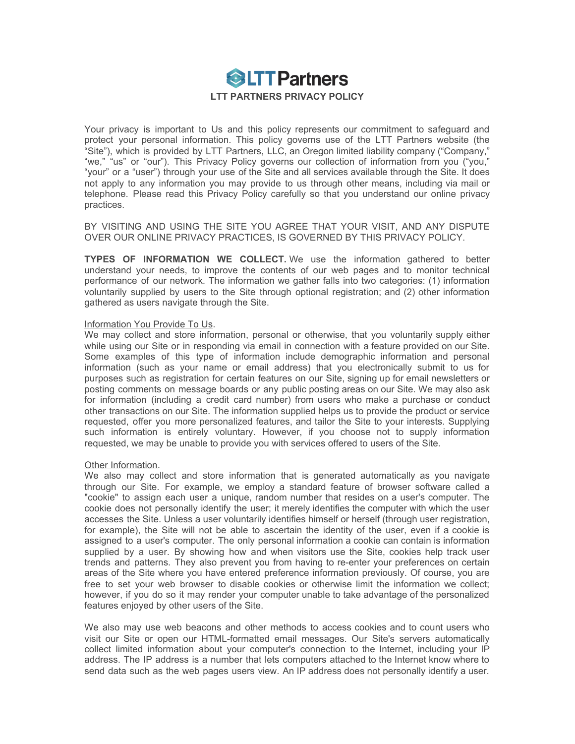# LTT Partners

## LTT PARTNERS PRIVACY POLICY

Your privacy is important to Us and this policy represents our commitment to safeguard and protect your personal information. This policy governs use of the LTT Partners website (the "Site"), which is provided by LTT Partners, LLC, an Oregon limited liability company ("Company," "we," "us" or "our"). This Privacy Policy governs our collection of information from you ("you," "your" or a "user") through your use of the Site and all services available through the Site. It does not apply to any information you may provide to us through other means, including via mail or telephone. Please read this Privacy Policy carefully so that you understand our online privacy practices.

BY VISITING AND USING THE SITE YOU AGREE THAT YOUR VISIT, AND ANY DISPUTE OVER OUR ONLINE PRIVACY PRACTICES, IS GOVERNED BY THIS PRIVACY POLICY.

**TYPES OF INFORMATION WE COLLECT.** We use the information gathered to better understand your needs, to improve the contents of our web pages and to monitor technical performance of our network. The information we gather falls into two categories: (1) information voluntarily supplied by users to the Site through optional registration; and (2) other information gathered as users navigate through the Site.

<u>Information You Provide To Us</u>.
We may collect and store information, personal or otherwise, that you voluntarily supply either while using our Site or in responding via email in connection with a feature provided on our Site. Some examples of this type of information include demographic information and personal information (such as your name or email address) that you electronically submit to us for purposes such as registration for certain features on our Site, signing up for email newsletters or posting comments on message boards or any public posting areas on our Site. We may also ask for information (including a credit card number) from users who make a purchase or conduct other transactions on our Site. The information supplied helps us to provide the product or service requested, offer you more personalized features, and tailor the Site to your interests. Supplying such information is entirely voluntary. However, if you choose not to supply information requested, we may be unable to provide you with services offered to users of the Site.

<u>Other Information</u>.
We also may collect and store information that is generated automatically as you navigate through our Site. For example, we employ a standard feature of browser software called a "cookie" to assign each user a unique, random number that resides on a user's computer. The cookie does not personally identify the user; it merely identifies the computer with which the user accesses the Site. Unless a user voluntarily identifies himself or herself (through user registration, for example), the Site will not be able to ascertain the identity of the user, even if a cookie is assigned to a user's computer. The only personal information a cookie can contain is information supplied by a user. By showing how and when visitors use the Site, cookies help track user trends and patterns. They also prevent you from having to re-enter your preferences on certain areas of the Site where you have entered preference information previously. Of course, you are free to set your web browser to disable cookies or otherwise limit the information we collect; however, if you do so it may render your computer unable to take advantage of the personalized features enjoyed by other users of the Site.

We also may use web beacons and other methods to access cookies and to count users who visit our Site or open our HTML-formatted email messages. Our Site's servers automatically collect limited information about your computer's connection to the Internet, including your IP address. The IP address is a number that lets computers attached to the Internet know where to send data such as the web pages users view. An IP address does not personally identify a user.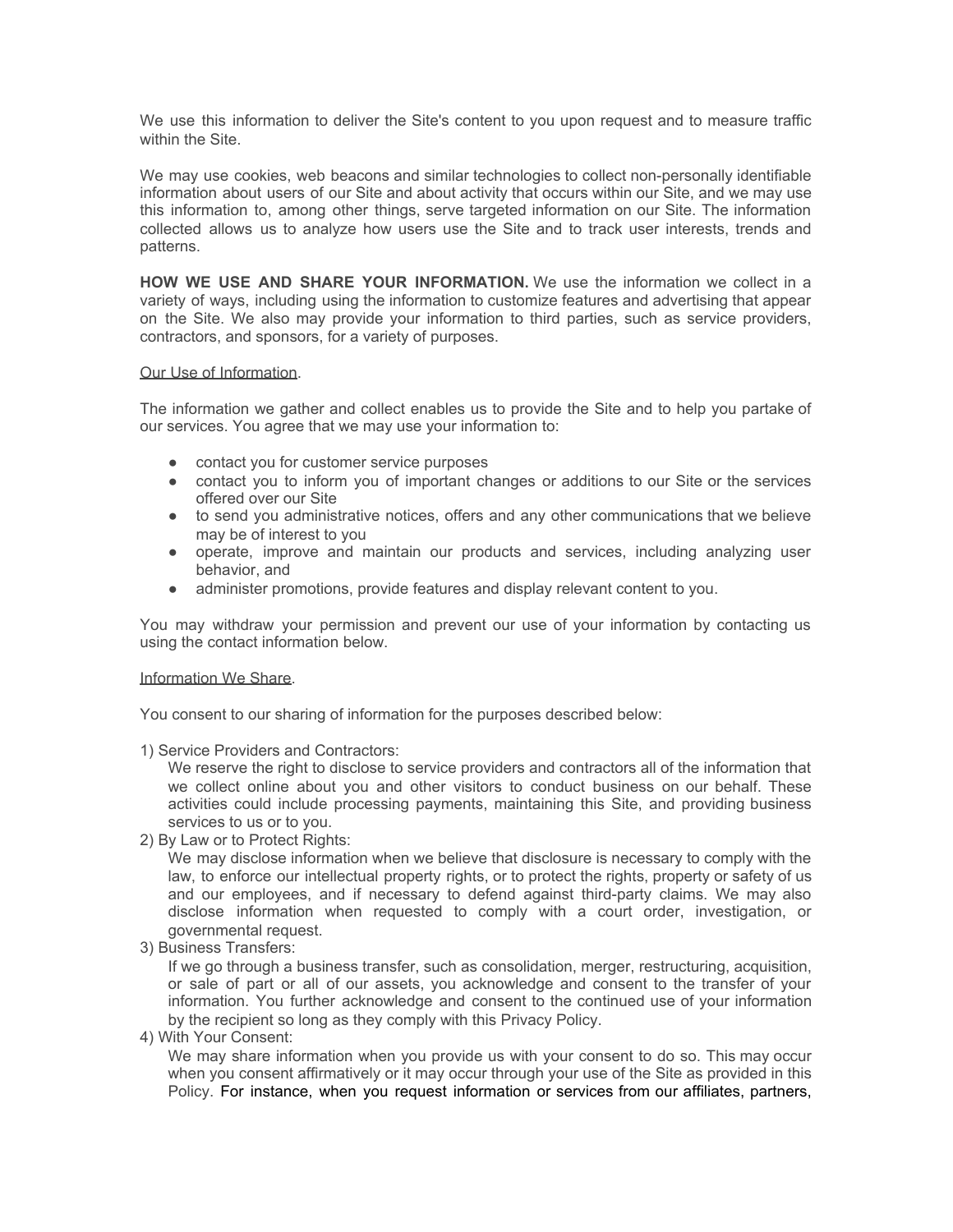We use this information to deliver the Site's content to you upon request and to measure traffic within the Site.

We may use cookies, web beacons and similar technologies to collect non-personally identifiable information about users of our Site and about activity that occurs within our Site, and we may use this information to, among other things, serve targeted information on our Site. The information collected allows us to analyze how users use the Site and to track user interests, trends and patterns.

**HOW WE USE AND SHARE YOUR INFORMATION.** We use the information we collect in a variety of ways, including using the information to customize features and advertising that appear on the Site. We also may provide your information to third parties, such as service providers, contractors, and sponsors, for a variety of purposes.

<u>Our Use of Information</u>.

The information we gather and collect enables us to provide the Site and to help you partake of our services. You agree that we may use your information to:

- contact you for customer service purposes
- contact you to inform you of important changes or additions to our Site or the services offered over our Site
- to send you administrative notices, offers and any other communications that we believe may be of interest to you
- operate, improve and maintain our products and services, including analyzing user behavior, and
- administer promotions, provide features and display relevant content to you.

You may withdraw your permission and prevent our use of your information by contacting us using the contact information below.

<u>Information We Share</u>.

You consent to our sharing of information for the purposes described below:

1) Service Providers and Contractors:
   We reserve the right to disclose to service providers and contractors all of the information that we collect online about you and other visitors to conduct business on our behalf. These activities could include processing payments, maintaining this Site, and providing business services to us or to you.
2) By Law or to Protect Rights:
   We may disclose information when we believe that disclosure is necessary to comply with the law, to enforce our intellectual property rights, or to protect the rights, property or safety of us and our employees, and if necessary to defend against third-party claims. We may also disclose information when requested to comply with a court order, investigation, or governmental request.
3) Business Transfers:
   If we go through a business transfer, such as consolidation, merger, restructuring, acquisition, or sale of part or all of our assets, you acknowledge and consent to the transfer of your information. You further acknowledge and consent to the continued use of your information by the recipient so long as they comply with this Privacy Policy.
4) With Your Consent:
   We may share information when you provide us with your consent to do so. This may occur when you consent affirmatively or it may occur through your use of the Site as provided in this Policy. For instance, when you request information or services from our affiliates, partners,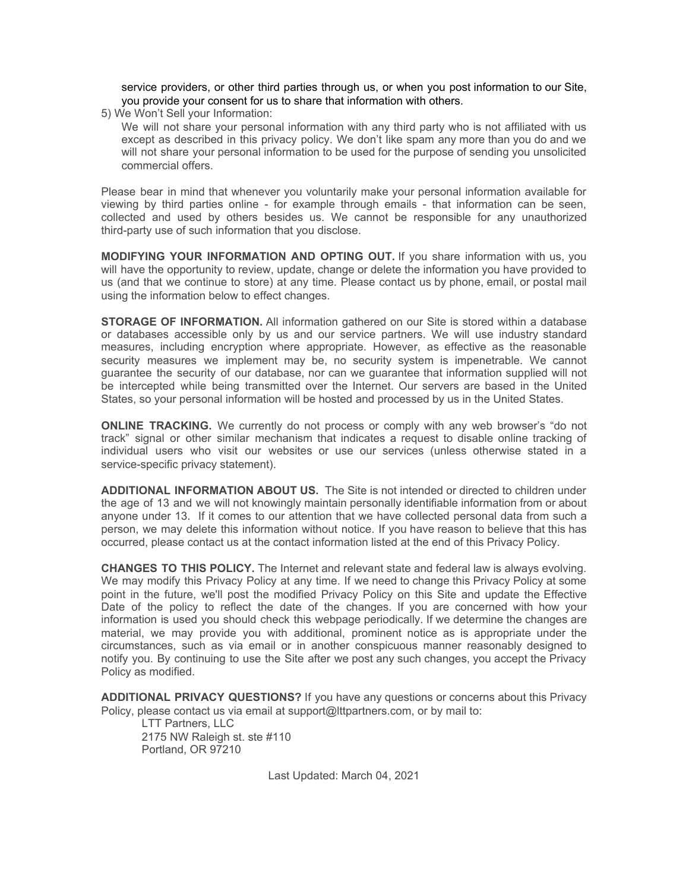service providers, or other third parties through us, or when you post information to our Site, you provide your consent for us to share that information with others.

5) We Won't Sell your Information:
   We will not share your personal information with any third party who is not affiliated with us except as described in this privacy policy. We don't like spam any more than you do and we will not share your personal information to be used for the purpose of sending you unsolicited commercial offers.

Please bear in mind that whenever you voluntarily make your personal information available for viewing by third parties online - for example through emails - that information can be seen, collected and used by others besides us. We cannot be responsible for any unauthorized third-party use of such information that you disclose.

**MODIFYING YOUR INFORMATION AND OPTING OUT.** If you share information with us, you will have the opportunity to review, update, change or delete the information you have provided to us (and that we continue to store) at any time. Please contact us by phone, email, or postal mail using the information below to effect changes.

**STORAGE OF INFORMATION.** All information gathered on our Site is stored within a database or databases accessible only by us and our service partners. We will use industry standard measures, including encryption where appropriate. However, as effective as the reasonable security measures we implement may be, no security system is impenetrable. We cannot guarantee the security of our database, nor can we guarantee that information supplied will not be intercepted while being transmitted over the Internet. Our servers are based in the United States, so your personal information will be hosted and processed by us in the United States.

**ONLINE TRACKING.** We currently do not process or comply with any web browser's "do not track" signal or other similar mechanism that indicates a request to disable online tracking of individual users who visit our websites or use our services (unless otherwise stated in a service-specific privacy statement).

**ADDITIONAL INFORMATION ABOUT US.** The Site is not intended or directed to children under the age of 13 and we will not knowingly maintain personally identifiable information from or about anyone under 13. If it comes to our attention that we have collected personal data from such a person, we may delete this information without notice. If you have reason to believe that this has occurred, please contact us at the contact information listed at the end of this Privacy Policy.

**CHANGES TO THIS POLICY.** The Internet and relevant state and federal law is always evolving. We may modify this Privacy Policy at any time. If we need to change this Privacy Policy at some point in the future, we'll post the modified Privacy Policy on this Site and update the Effective Date of the policy to reflect the date of the changes. If you are concerned with how your information is used you should check this webpage periodically. If we determine the changes are material, we may provide you with additional, prominent notice as is appropriate under the circumstances, such as via email or in another conspicuous manner reasonably designed to notify you. By continuing to use the Site after we post any such changes, you accept the Privacy Policy as modified.

**ADDITIONAL PRIVACY QUESTIONS?** If you have any questions or concerns about this Privacy Policy, please contact us via email at support@lttpartners.com, or by mail to:

LTT Partners, LLC
2175 NW Raleigh st. ste #110
Portland, OR 97210

Last Updated: March 04, 2021